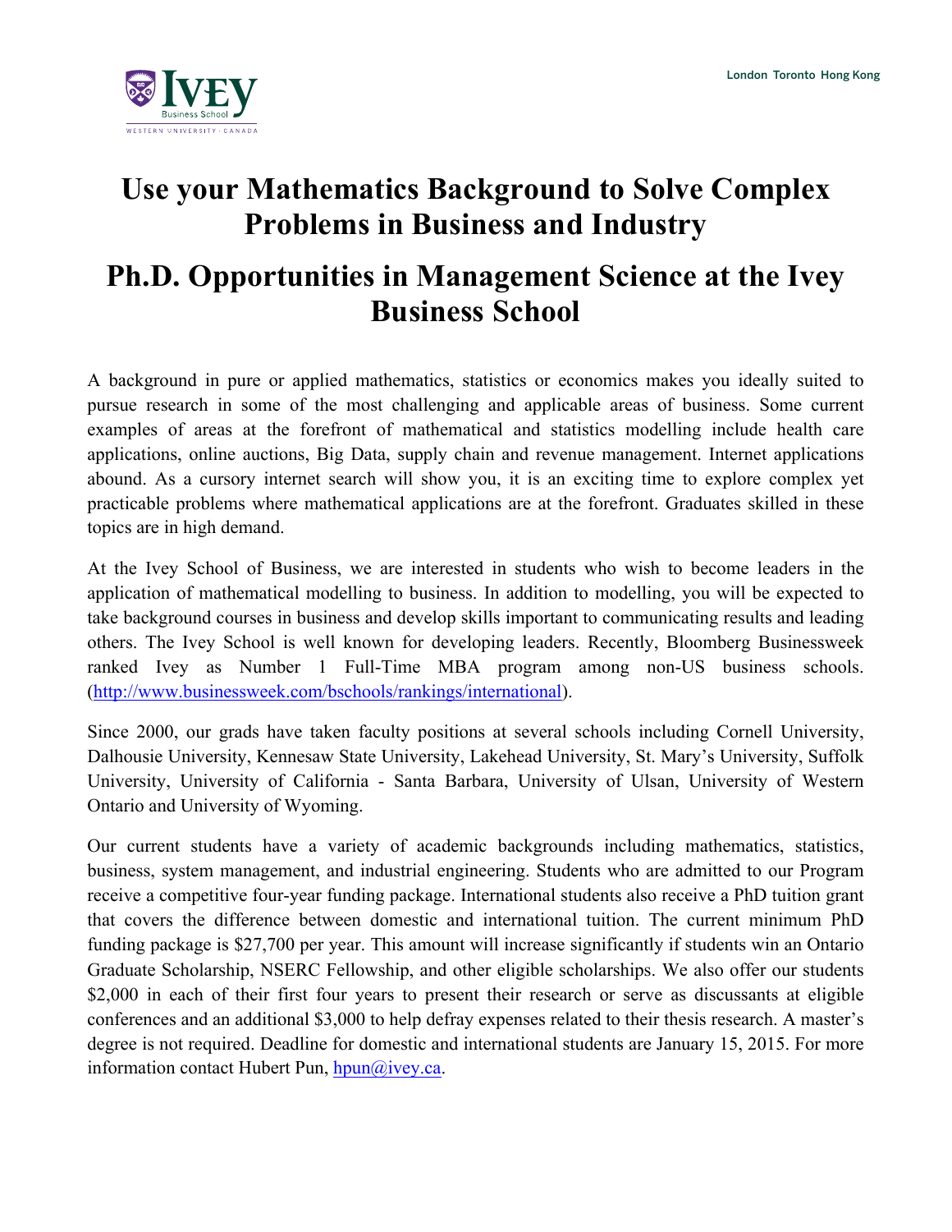London Toronto Hong Kong

# Use your Mathematics Background to Solve Complex Problems in Business and Industry

# Ph.D. Opportunities in Management Science at the Ivey Business School

A background in pure or applied mathematics, statistics or economics makes you ideally suited to pursue research in some of the most challenging and applicable areas of business. Some current examples of areas at the forefront of mathematical and statistics modelling include health care applications, online auctions, Big Data, supply chain and revenue management. Internet applications abound. As a cursory internet search will show you, it is an exciting time to explore complex yet practicable problems where mathematical applications are at the forefront. Graduates skilled in these topics are in high demand.

At the Ivey School of Business, we are interested in students who wish to become leaders in the application of mathematical modelling to business. In addition to modelling, you will be expected to take background courses in business and develop skills important to communicating results and leading others. The Ivey School is well known for developing leaders. Recently, Bloomberg Businessweek ranked Ivey as Number 1 Full-Time MBA program among non-US business schools. (http://www.businessweek.com/bschools/rankings/international).

Since 2000, our grads have taken faculty positions at several schools including Cornell University, Dalhousie University, Kennesaw State University, Lakehead University, St. Mary's University, Suffolk University, University of California - Santa Barbara, University of Ulsan, University of Western Ontario and University of Wyoming.

Our current students have a variety of academic backgrounds including mathematics, statistics, business, system management, and industrial engineering. Students who are admitted to our Program receive a competitive four-year funding package. International students also receive a PhD tuition grant that covers the difference between domestic and international tuition. The current minimum PhD funding package is $27,700 per year. This amount will increase significantly if students win an Ontario Graduate Scholarship, NSERC Fellowship, and other eligible scholarships. We also offer our students $2,000 in each of their first four years to present their research or serve as discussants at eligible conferences and an additional $3,000 to help defray expenses related to their thesis research. A master's degree is not required. Deadline for domestic and international students are January 15, 2015. For more information contact Hubert Pun, hpun@ivey.ca.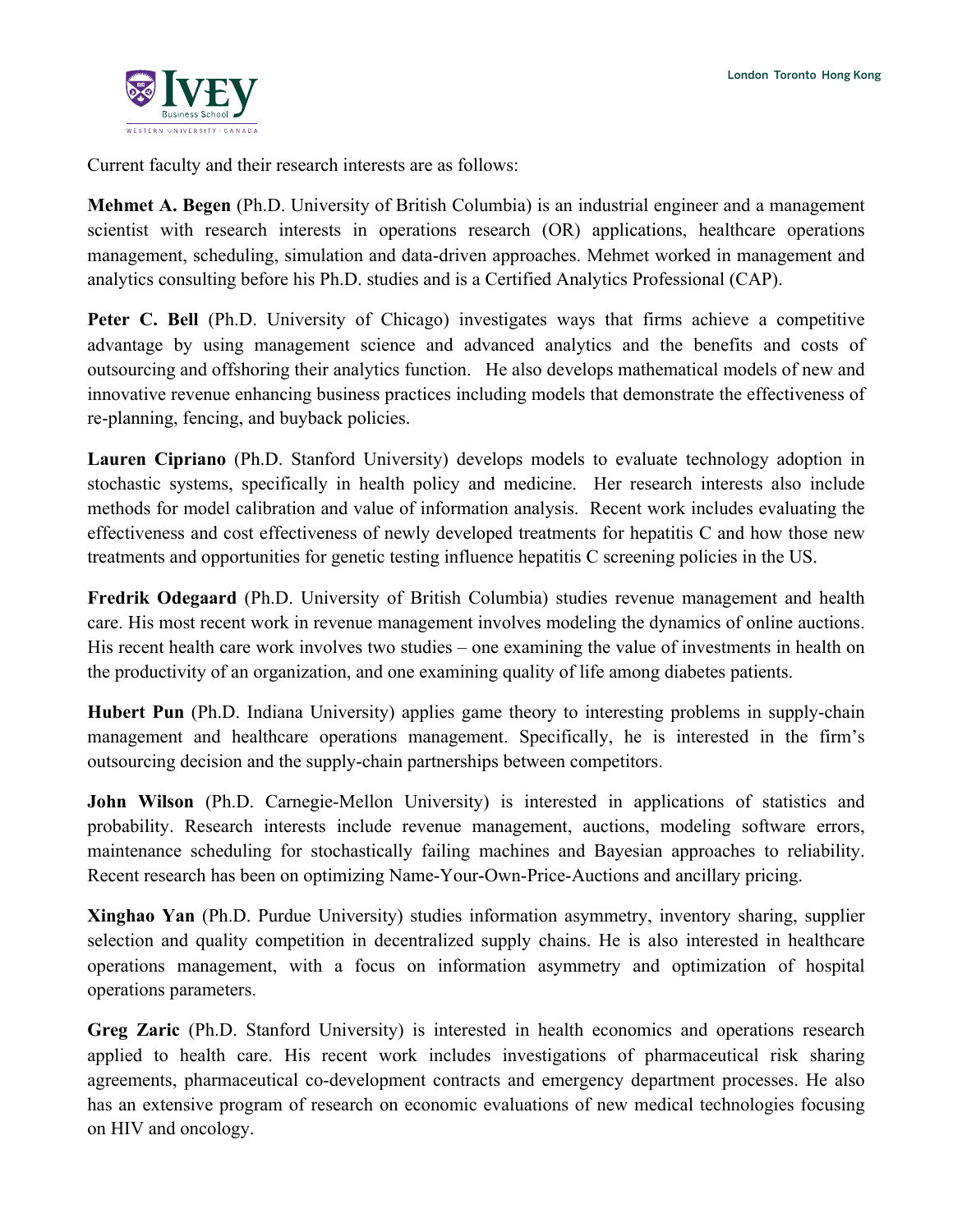Current faculty and their research interests are as follows:

**Mehmet A. Begen** (Ph.D. University of British Columbia) is an industrial engineer and a management scientist with research interests in operations research (OR) applications, healthcare operations management, scheduling, simulation and data-driven approaches. Mehmet worked in management and analytics consulting before his Ph.D. studies and is a Certified Analytics Professional (CAP).

**Peter C. Bell** (Ph.D. University of Chicago) investigates ways that firms achieve a competitive advantage by using management science and advanced analytics and the benefits and costs of outsourcing and offshoring their analytics function. He also develops mathematical models of new and innovative revenue enhancing business practices including models that demonstrate the effectiveness of re-planning, fencing, and buyback policies.

**Lauren Cipriano** (Ph.D. Stanford University) develops models to evaluate technology adoption in stochastic systems, specifically in health policy and medicine. Her research interests also include methods for model calibration and value of information analysis. Recent work includes evaluating the effectiveness and cost effectiveness of newly developed treatments for hepatitis C and how those new treatments and opportunities for genetic testing influence hepatitis C screening policies in the US.

**Fredrik Odegaard** (Ph.D. University of British Columbia) studies revenue management and health care. His most recent work in revenue management involves modeling the dynamics of online auctions. His recent health care work involves two studies – one examining the value of investments in health on the productivity of an organization, and one examining quality of life among diabetes patients.

**Hubert Pun** (Ph.D. Indiana University) applies game theory to interesting problems in supply-chain management and healthcare operations management. Specifically, he is interested in the firm's outsourcing decision and the supply-chain partnerships between competitors.

**John Wilson** (Ph.D. Carnegie-Mellon University) is interested in applications of statistics and probability. Research interests include revenue management, auctions, modeling software errors, maintenance scheduling for stochastically failing machines and Bayesian approaches to reliability. Recent research has been on optimizing Name-Your-Own-Price-Auctions and ancillary pricing.

**Xinghao Yan** (Ph.D. Purdue University) studies information asymmetry, inventory sharing, supplier selection and quality competition in decentralized supply chains. He is also interested in healthcare operations management, with a focus on information asymmetry and optimization of hospital operations parameters.

**Greg Zaric** (Ph.D. Stanford University) is interested in health economics and operations research applied to health care. His recent work includes investigations of pharmaceutical risk sharing agreements, pharmaceutical co-development contracts and emergency department processes. He also has an extensive program of research on economic evaluations of new medical technologies focusing on HIV and oncology.